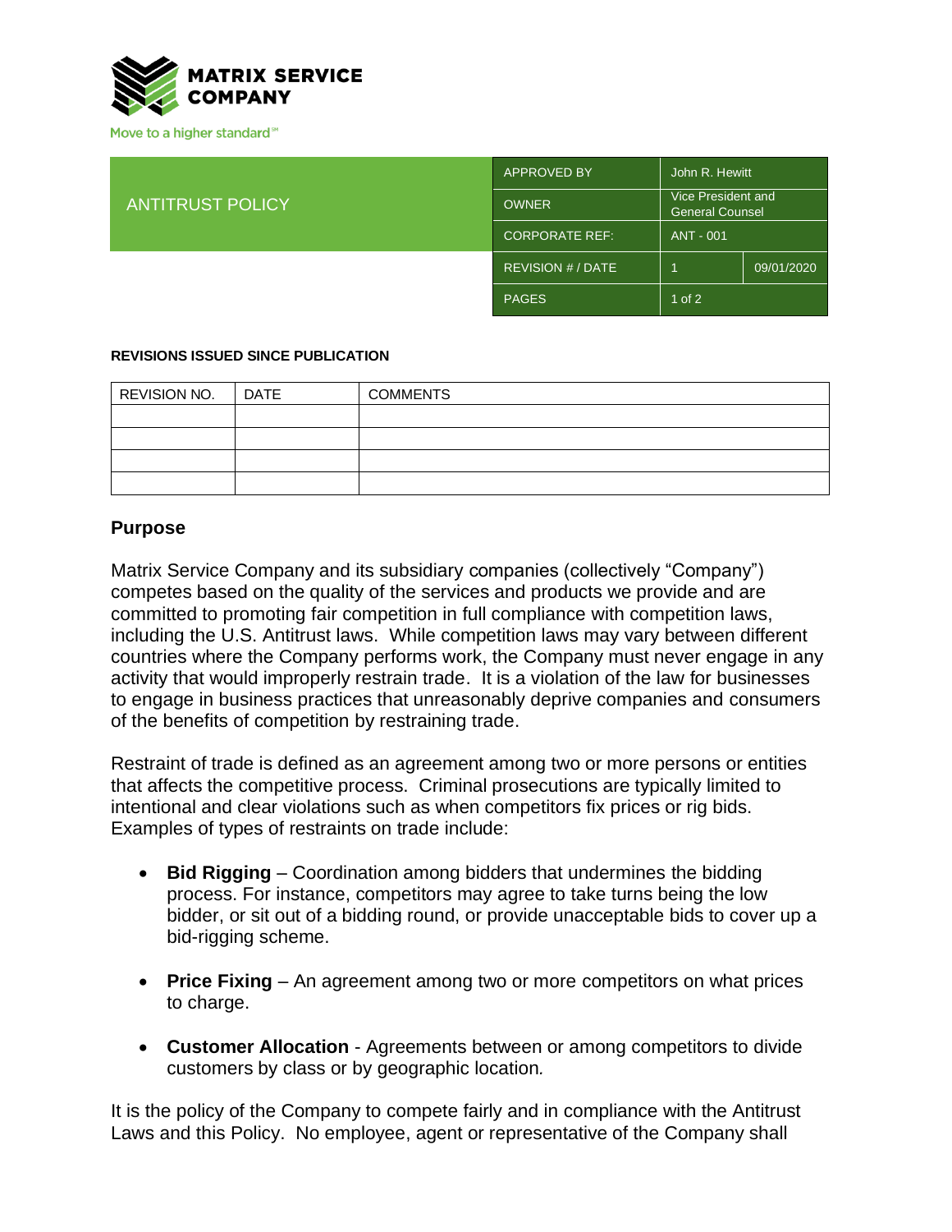MATRIX SERVICE COMPANY

Move to a higher standard℠

| ANTITRUST POLICY | APPROVED BY | John R. Hewitt | |
|---|---|---|---|
| | OWNER | Vice President and General Counsel | |
| | CORPORATE REF: | ANT - 001 | |
| | REVISION # / DATE | 1 | 09/01/2020 |
| | PAGES | 1 of 2 | |

**REVISIONS ISSUED SINCE PUBLICATION**

| REVISION NO. | DATE | COMMENTS |
|---|---|---|
| | | |
| | | |
| | | |
| | | |

## Purpose

Matrix Service Company and its subsidiary companies (collectively "Company") competes based on the quality of the services and products we provide and are committed to promoting fair competition in full compliance with competition laws, including the U.S. Antitrust laws. While competition laws may vary between different countries where the Company performs work, the Company must never engage in any activity that would improperly restrain trade. It is a violation of the law for businesses to engage in business practices that unreasonably deprive companies and consumers of the benefits of competition by restraining trade.

Restraint of trade is defined as an agreement among two or more persons or entities that affects the competitive process. Criminal prosecutions are typically limited to intentional and clear violations such as when competitors fix prices or rig bids. Examples of types of restraints on trade include:

- **Bid Rigging** – Coordination among bidders that undermines the bidding process. For instance, competitors may agree to take turns being the low bidder, or sit out of a bidding round, or provide unacceptable bids to cover up a bid-rigging scheme.
- **Price Fixing** – An agreement among two or more competitors on what prices to charge.
- **Customer Allocation** - Agreements between or among competitors to divide customers by class or by geographic location*.*

It is the policy of the Company to compete fairly and in compliance with the Antitrust Laws and this Policy. No employee, agent or representative of the Company shall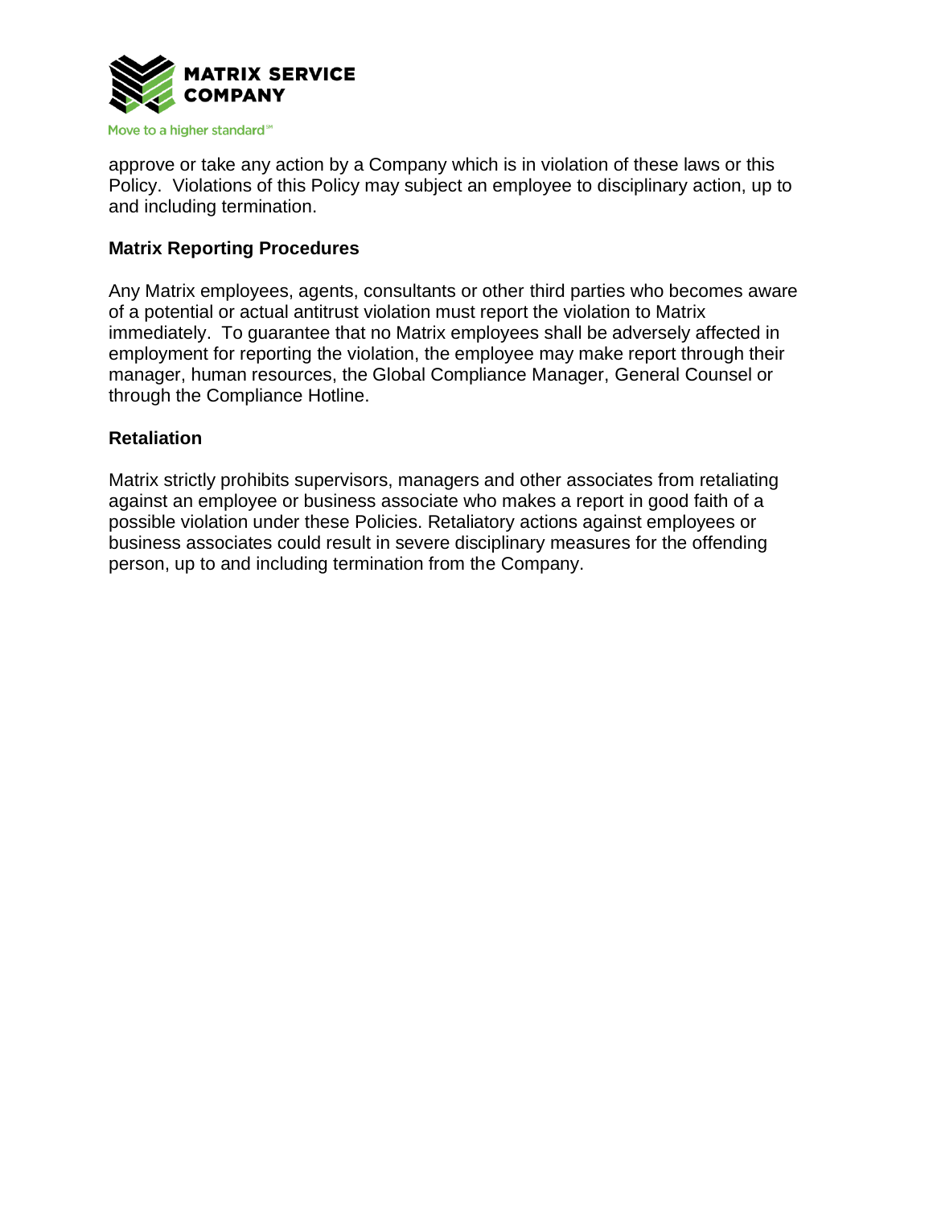approve or take any action by a Company which is in violation of these laws or this Policy. Violations of this Policy may subject an employee to disciplinary action, up to and including termination.

**Matrix Reporting Procedures**

Any Matrix employees, agents, consultants or other third parties who becomes aware of a potential or actual antitrust violation must report the violation to Matrix immediately. To guarantee that no Matrix employees shall be adversely affected in employment for reporting the violation, the employee may make report through their manager, human resources, the Global Compliance Manager, General Counsel or through the Compliance Hotline.

**Retaliation**

Matrix strictly prohibits supervisors, managers and other associates from retaliating against an employee or business associate who makes a report in good faith of a possible violation under these Policies. Retaliatory actions against employees or business associates could result in severe disciplinary measures for the offending person, up to and including termination from the Company.